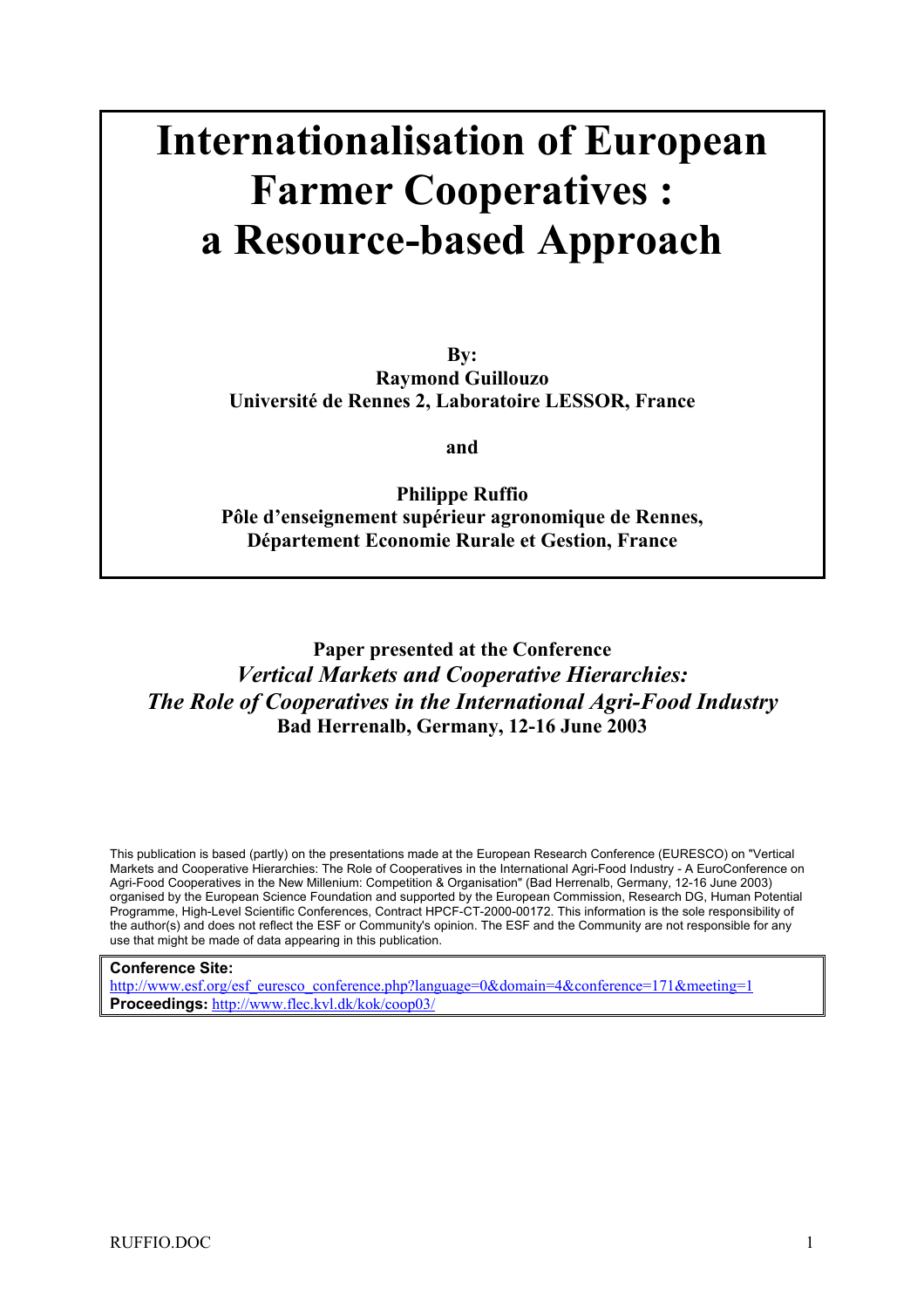# Internationalisation of European Farmer Cooperatives : a Resource-based Approach

**By:**
**Raymond Guillouzo**
**Université de Rennes 2, Laboratoire LESSOR, France**

**and**

**Philippe Ruffio**
**Pôle d'enseignement supérieur agronomique de Rennes, Département Economie Rurale et Gestion, France**

**Paper presented at the Conference**
***Vertical Markets and Cooperative Hierarchies: The Role of Cooperatives in the International Agri-Food Industry***
**Bad Herrenalb, Germany, 12-16 June 2003**

This publication is based (partly) on the presentations made at the European Research Conference (EURESCO) on "Vertical Markets and Cooperative Hierarchies: The Role of Cooperatives in the International Agri-Food Industry - A EuroConference on Agri-Food Cooperatives in the New Millenium: Competition & Organisation" (Bad Herrenalb, Germany, 12-16 June 2003) organised by the European Science Foundation and supported by the European Commission, Research DG, Human Potential Programme, High-Level Scientific Conferences, Contract HPCF-CT-2000-00172. This information is the sole responsibility of the author(s) and does not reflect the ESF or Community's opinion. The ESF and the Community are not responsible for any use that might be made of data appearing in this publication.

**Conference Site:**
http://www.esf.org/esf_euresco_conference.php?language=0&domain=4&conference=171&meeting=1
**Proceedings:** http://www.flec.kvl.dk/kok/coop03/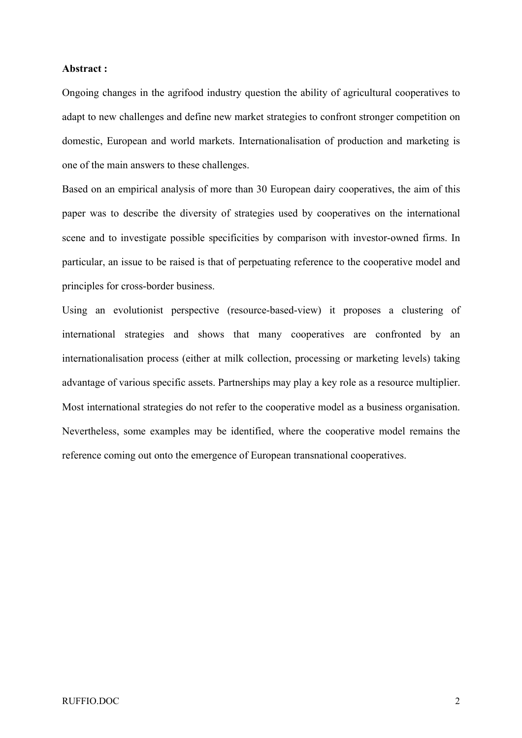**Abstract :**

Ongoing changes in the agrifood industry question the ability of agricultural cooperatives to adapt to new challenges and define new market strategies to confront stronger competition on domestic, European and world markets. Internationalisation of production and marketing is one of the main answers to these challenges.

Based on an empirical analysis of more than 30 European dairy cooperatives, the aim of this paper was to describe the diversity of strategies used by cooperatives on the international scene and to investigate possible specificities by comparison with investor-owned firms. In particular, an issue to be raised is that of perpetuating reference to the cooperative model and principles for cross-border business.

Using an evolutionist perspective (resource-based-view) it proposes a clustering of international strategies and shows that many cooperatives are confronted by an internationalisation process (either at milk collection, processing or marketing levels) taking advantage of various specific assets. Partnerships may play a key role as a resource multiplier. Most international strategies do not refer to the cooperative model as a business organisation. Nevertheless, some examples may be identified, where the cooperative model remains the reference coming out onto the emergence of European transnational cooperatives.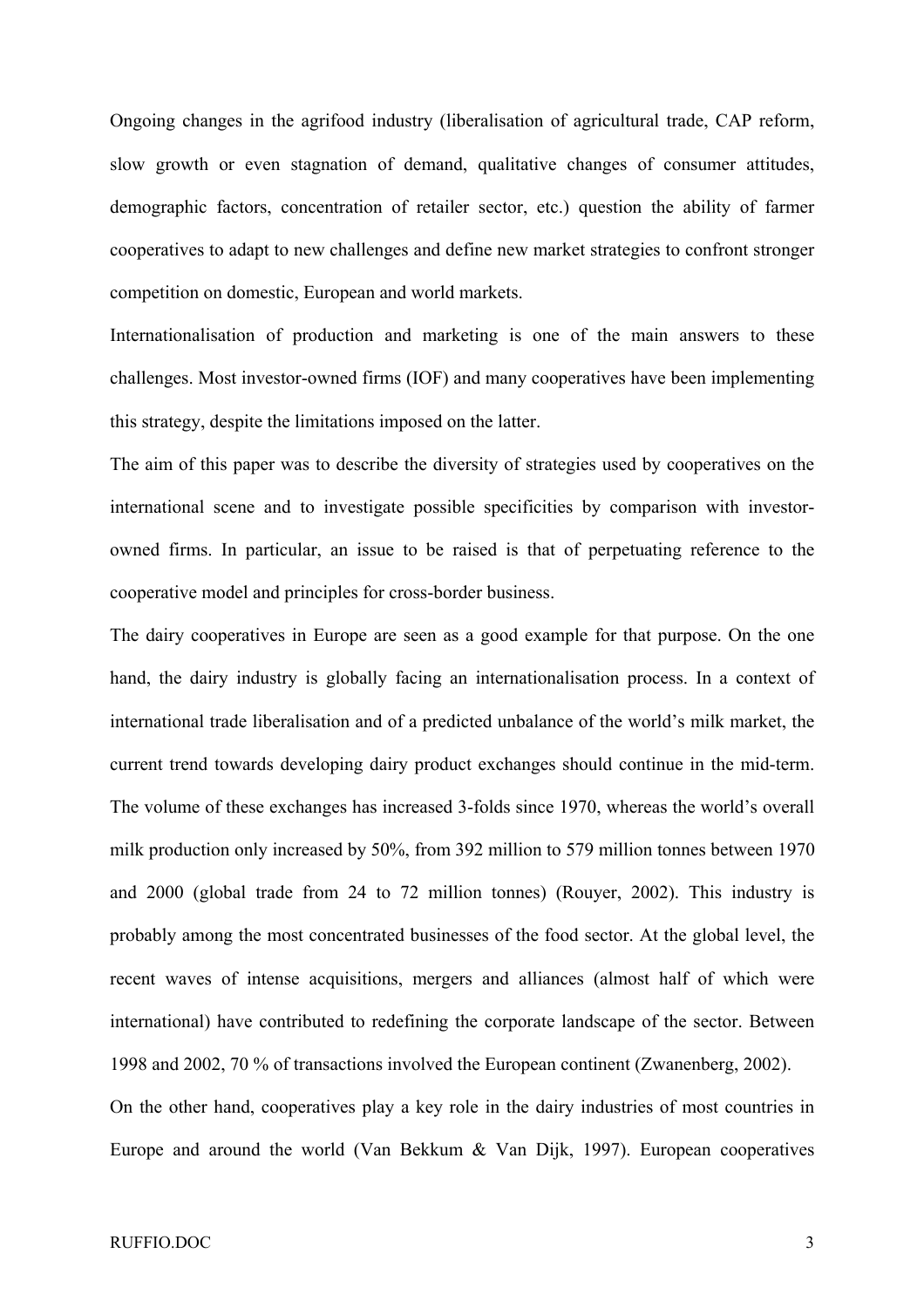Ongoing changes in the agrifood industry (liberalisation of agricultural trade, CAP reform, slow growth or even stagnation of demand, qualitative changes of consumer attitudes, demographic factors, concentration of retailer sector, etc.) question the ability of farmer cooperatives to adapt to new challenges and define new market strategies to confront stronger competition on domestic, European and world markets.

Internationalisation of production and marketing is one of the main answers to these challenges. Most investor-owned firms (IOF) and many cooperatives have been implementing this strategy, despite the limitations imposed on the latter.

The aim of this paper was to describe the diversity of strategies used by cooperatives on the international scene and to investigate possible specificities by comparison with investor-owned firms. In particular, an issue to be raised is that of perpetuating reference to the cooperative model and principles for cross-border business.

The dairy cooperatives in Europe are seen as a good example for that purpose. On the one hand, the dairy industry is globally facing an internationalisation process. In a context of international trade liberalisation and of a predicted unbalance of the world's milk market, the current trend towards developing dairy product exchanges should continue in the mid-term. The volume of these exchanges has increased 3-folds since 1970, whereas the world's overall milk production only increased by 50%, from 392 million to 579 million tonnes between 1970 and 2000 (global trade from 24 to 72 million tonnes) (Rouyer, 2002). This industry is probably among the most concentrated businesses of the food sector. At the global level, the recent waves of intense acquisitions, mergers and alliances (almost half of which were international) have contributed to redefining the corporate landscape of the sector. Between 1998 and 2002, 70 % of transactions involved the European continent (Zwanenberg, 2002).

On the other hand, cooperatives play a key role in the dairy industries of most countries in Europe and around the world (Van Bekkum & Van Dijk, 1997). European cooperatives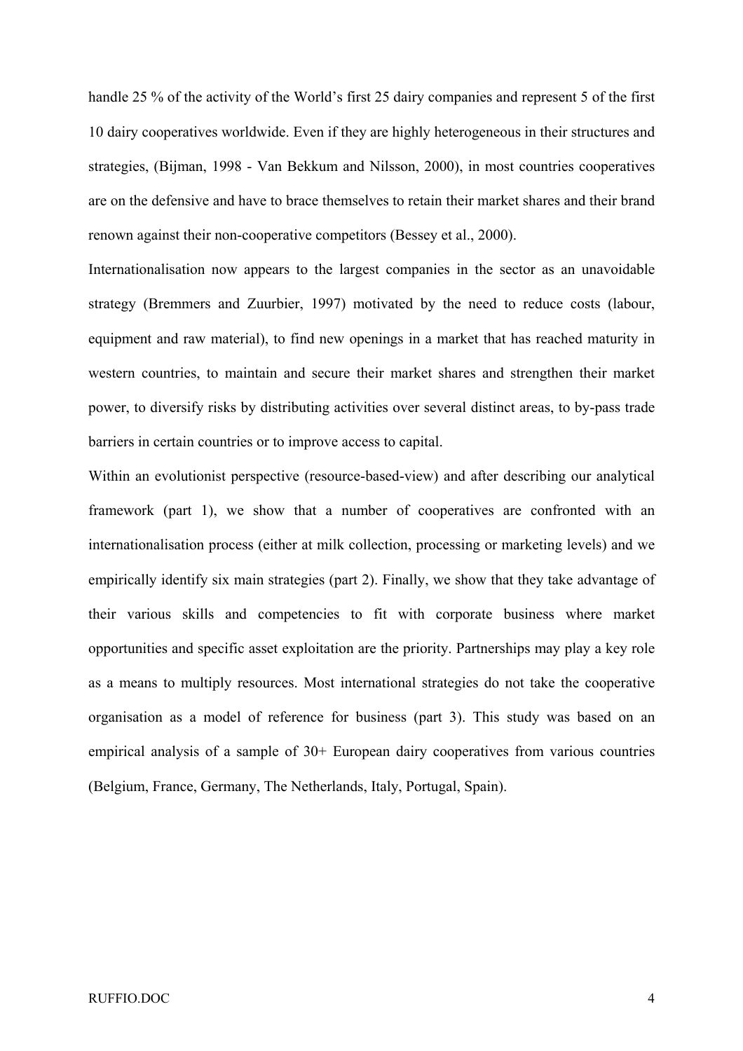handle 25 % of the activity of the World's first 25 dairy companies and represent 5 of the first 10 dairy cooperatives worldwide. Even if they are highly heterogeneous in their structures and strategies, (Bijman, 1998 - Van Bekkum and Nilsson, 2000), in most countries cooperatives are on the defensive and have to brace themselves to retain their market shares and their brand renown against their non-cooperative competitors (Bessey et al., 2000).

Internationalisation now appears to the largest companies in the sector as an unavoidable strategy (Bremmers and Zuurbier, 1997) motivated by the need to reduce costs (labour, equipment and raw material), to find new openings in a market that has reached maturity in western countries, to maintain and secure their market shares and strengthen their market power, to diversify risks by distributing activities over several distinct areas, to by-pass trade barriers in certain countries or to improve access to capital.

Within an evolutionist perspective (resource-based-view) and after describing our analytical framework (part 1), we show that a number of cooperatives are confronted with an internationalisation process (either at milk collection, processing or marketing levels) and we empirically identify six main strategies (part 2). Finally, we show that they take advantage of their various skills and competencies to fit with corporate business where market opportunities and specific asset exploitation are the priority. Partnerships may play a key role as a means to multiply resources. Most international strategies do not take the cooperative organisation as a model of reference for business (part 3). This study was based on an empirical analysis of a sample of 30+ European dairy cooperatives from various countries (Belgium, France, Germany, The Netherlands, Italy, Portugal, Spain).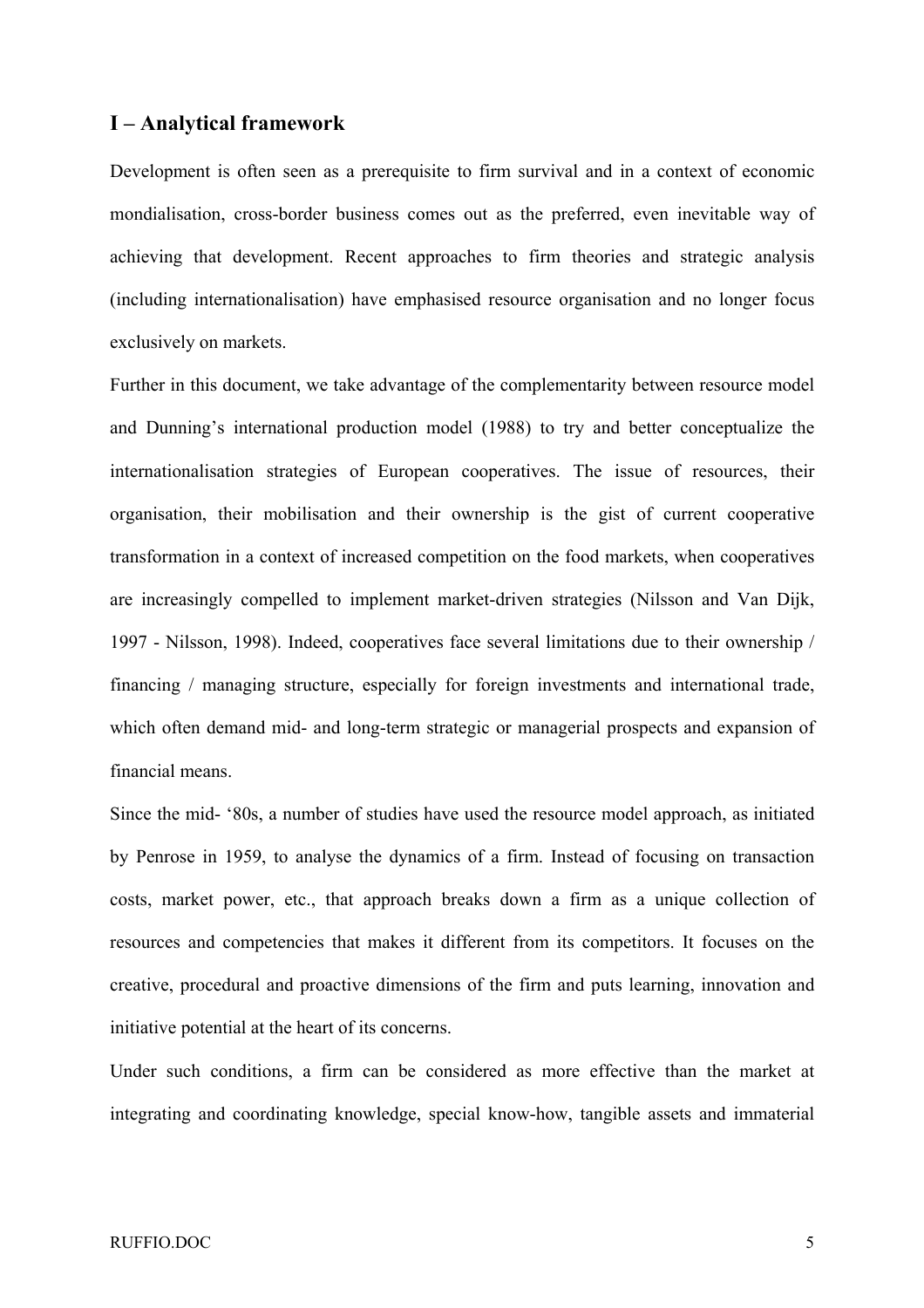## I – Analytical framework

Development is often seen as a prerequisite to firm survival and in a context of economic mondialisation, cross-border business comes out as the preferred, even inevitable way of achieving that development. Recent approaches to firm theories and strategic analysis (including internationalisation) have emphasised resource organisation and no longer focus exclusively on markets.

Further in this document, we take advantage of the complementarity between resource model and Dunning's international production model (1988) to try and better conceptualize the internationalisation strategies of European cooperatives. The issue of resources, their organisation, their mobilisation and their ownership is the gist of current cooperative transformation in a context of increased competition on the food markets, when cooperatives are increasingly compelled to implement market-driven strategies (Nilsson and Van Dijk, 1997 - Nilsson, 1998). Indeed, cooperatives face several limitations due to their ownership / financing / managing structure, especially for foreign investments and international trade, which often demand mid- and long-term strategic or managerial prospects and expansion of financial means.

Since the mid- '80s, a number of studies have used the resource model approach, as initiated by Penrose in 1959, to analyse the dynamics of a firm. Instead of focusing on transaction costs, market power, etc., that approach breaks down a firm as a unique collection of resources and competencies that makes it different from its competitors. It focuses on the creative, procedural and proactive dimensions of the firm and puts learning, innovation and initiative potential at the heart of its concerns.

Under such conditions, a firm can be considered as more effective than the market at integrating and coordinating knowledge, special know-how, tangible assets and immaterial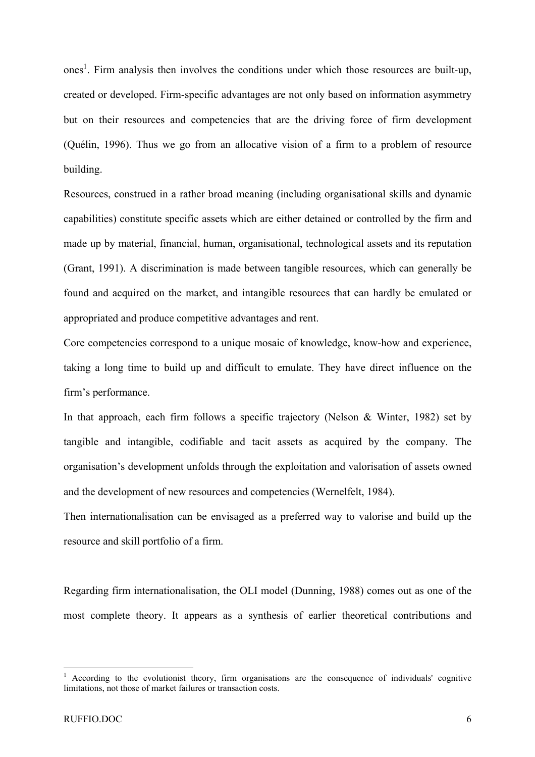ones[1]. Firm analysis then involves the conditions under which those resources are built-up, created or developed. Firm-specific advantages are not only based on information asymmetry but on their resources and competencies that are the driving force of firm development (Quélin, 1996). Thus we go from an allocative vision of a firm to a problem of resource building.

Resources, construed in a rather broad meaning (including organisational skills and dynamic capabilities) constitute specific assets which are either detained or controlled by the firm and made up by material, financial, human, organisational, technological assets and its reputation (Grant, 1991). A discrimination is made between tangible resources, which can generally be found and acquired on the market, and intangible resources that can hardly be emulated or appropriated and produce competitive advantages and rent.

Core competencies correspond to a unique mosaic of knowledge, know-how and experience, taking a long time to build up and difficult to emulate. They have direct influence on the firm's performance.

In that approach, each firm follows a specific trajectory (Nelson & Winter, 1982) set by tangible and intangible, codifiable and tacit assets as acquired by the company. The organisation's development unfolds through the exploitation and valorisation of assets owned and the development of new resources and competencies (Wernelfelt, 1984).

Then internationalisation can be envisaged as a preferred way to valorise and build up the resource and skill portfolio of a firm.

Regarding firm internationalisation, the OLI model (Dunning, 1988) comes out as one of the most complete theory. It appears as a synthesis of earlier theoretical contributions and

[1] According to the evolutionist theory, firm organisations are the consequence of individuals' cognitive limitations, not those of market failures or transaction costs.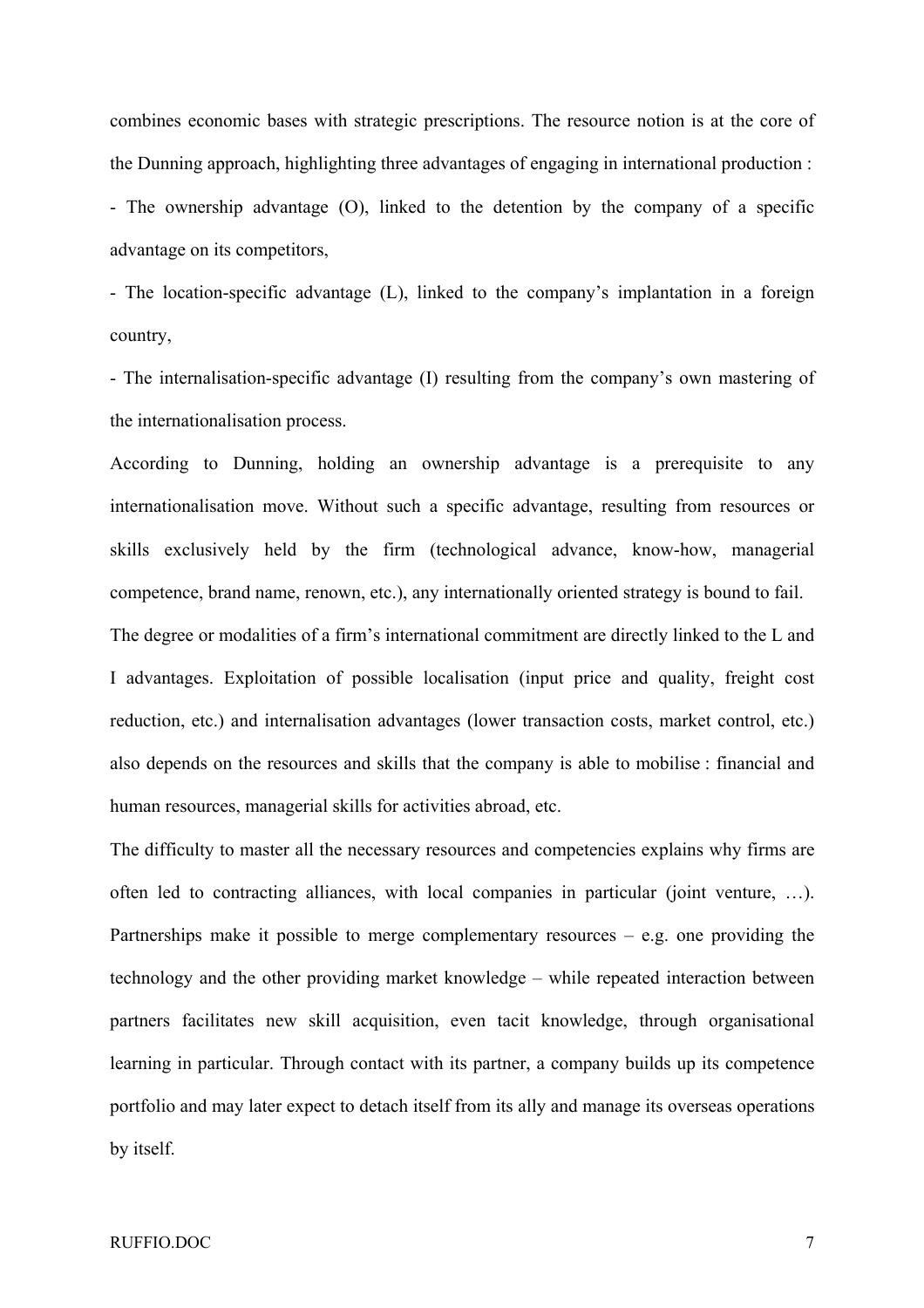combines economic bases with strategic prescriptions. The resource notion is at the core of the Dunning approach, highlighting three advantages of engaging in international production :

- The ownership advantage (O), linked to the detention by the company of a specific advantage on its competitors,
- The location-specific advantage (L), linked to the company's implantation in a foreign country,
- The internalisation-specific advantage (I) resulting from the company's own mastering of the internationalisation process.

According to Dunning, holding an ownership advantage is a prerequisite to any internationalisation move. Without such a specific advantage, resulting from resources or skills exclusively held by the firm (technological advance, know-how, managerial competence, brand name, renown, etc.), any internationally oriented strategy is bound to fail.

The degree or modalities of a firm's international commitment are directly linked to the L and I advantages. Exploitation of possible localisation (input price and quality, freight cost reduction, etc.) and internalisation advantages (lower transaction costs, market control, etc.) also depends on the resources and skills that the company is able to mobilise : financial and human resources, managerial skills for activities abroad, etc.

The difficulty to master all the necessary resources and competencies explains why firms are often led to contracting alliances, with local companies in particular (joint venture, …). Partnerships make it possible to merge complementary resources – e.g. one providing the technology and the other providing market knowledge – while repeated interaction between partners facilitates new skill acquisition, even tacit knowledge, through organisational learning in particular. Through contact with its partner, a company builds up its competence portfolio and may later expect to detach itself from its ally and manage its overseas operations by itself.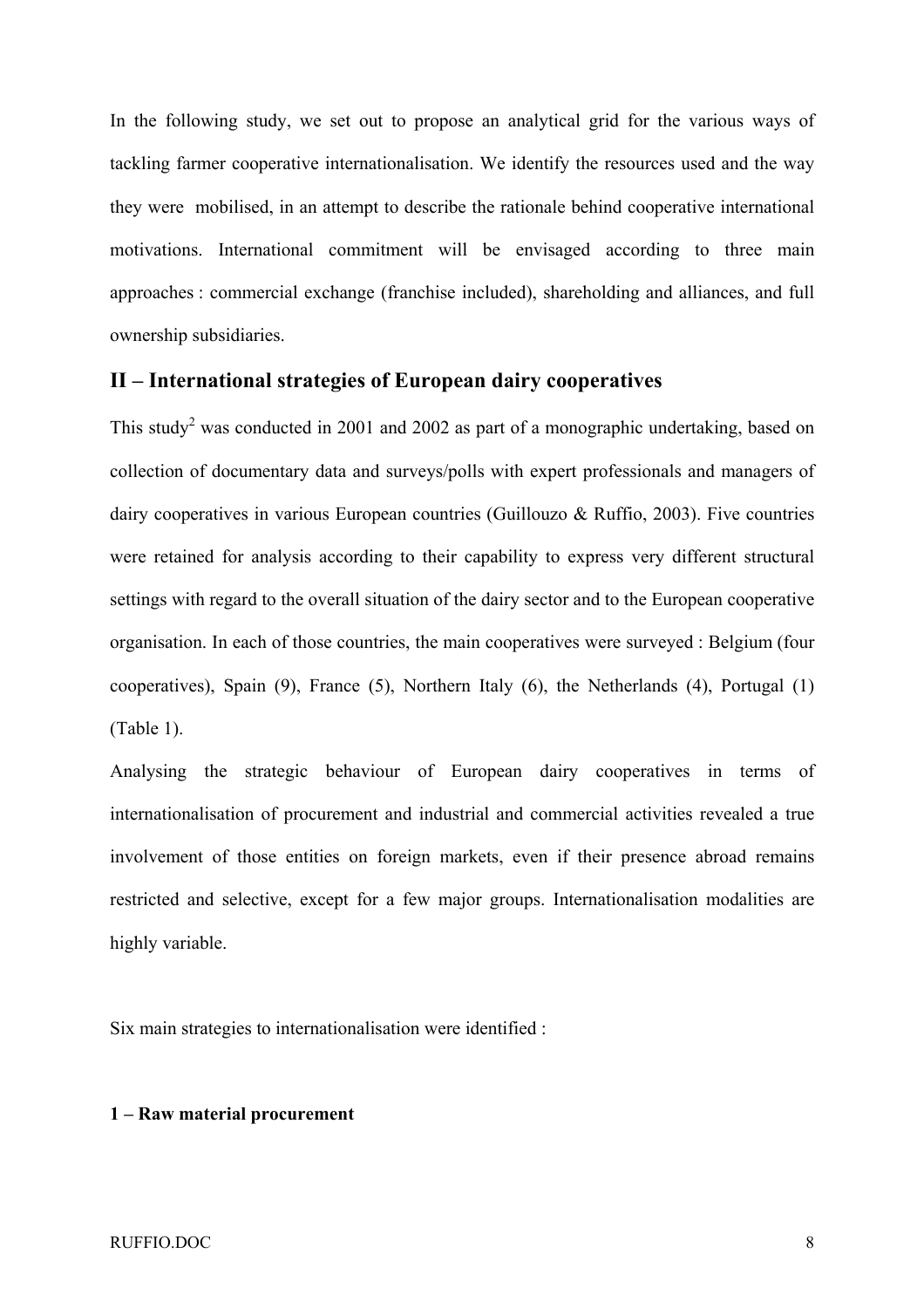In the following study, we set out to propose an analytical grid for the various ways of tackling farmer cooperative internationalisation. We identify the resources used and the way they were mobilised, in an attempt to describe the rationale behind cooperative international motivations. International commitment will be envisaged according to three main approaches : commercial exchange (franchise included), shareholding and alliances, and full ownership subsidiaries.

## II – International strategies of European dairy cooperatives

This study[2] was conducted in 2001 and 2002 as part of a monographic undertaking, based on collection of documentary data and surveys/polls with expert professionals and managers of dairy cooperatives in various European countries (Guillouzo & Ruffio, 2003). Five countries were retained for analysis according to their capability to express very different structural settings with regard to the overall situation of the dairy sector and to the European cooperative organisation. In each of those countries, the main cooperatives were surveyed : Belgium (four cooperatives), Spain (9), France (5), Northern Italy (6), the Netherlands (4), Portugal (1) (Table 1).

Analysing the strategic behaviour of European dairy cooperatives in terms of internationalisation of procurement and industrial and commercial activities revealed a true involvement of those entities on foreign markets, even if their presence abroad remains restricted and selective, except for a few major groups. Internationalisation modalities are highly variable.

Six main strategies to internationalisation were identified :

**1 – Raw material procurement**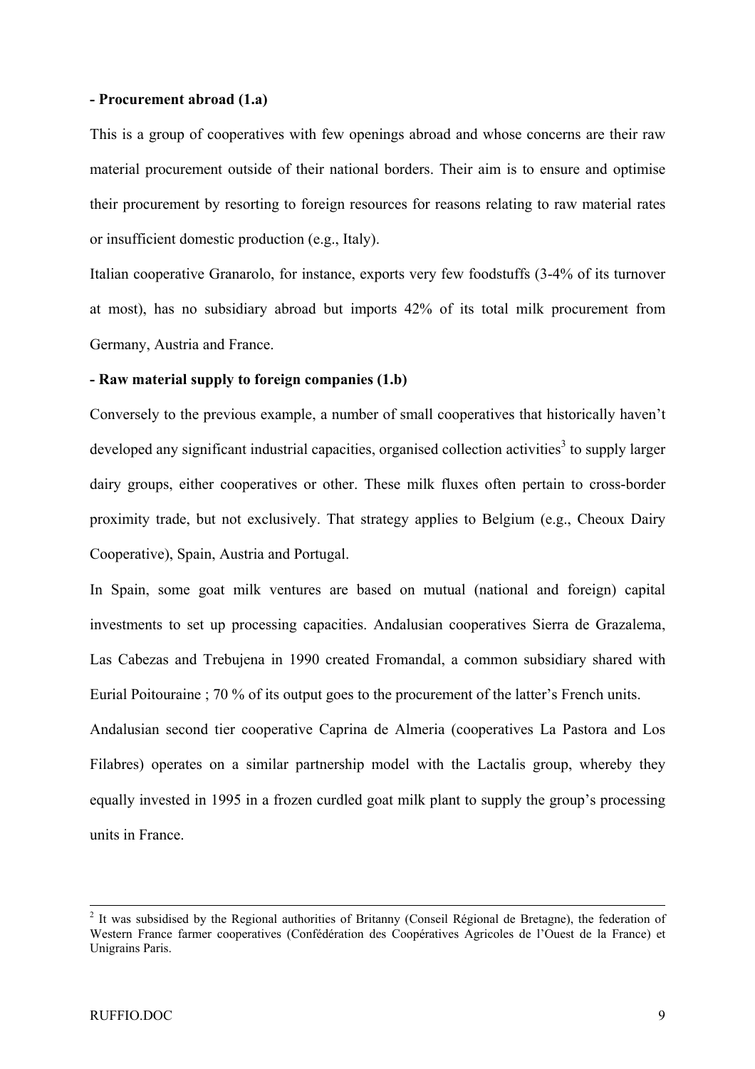**- Procurement abroad (1.a)**

This is a group of cooperatives with few openings abroad and whose concerns are their raw material procurement outside of their national borders. Their aim is to ensure and optimise their procurement by resorting to foreign resources for reasons relating to raw material rates or insufficient domestic production (e.g., Italy).

Italian cooperative Granarolo, for instance, exports very few foodstuffs (3-4% of its turnover at most), has no subsidiary abroad but imports 42% of its total milk procurement from Germany, Austria and France.

**- Raw material supply to foreign companies (1.b)**

Conversely to the previous example, a number of small cooperatives that historically haven't developed any significant industrial capacities, organised collection activities[3] to supply larger dairy groups, either cooperatives or other. These milk fluxes often pertain to cross-border proximity trade, but not exclusively. That strategy applies to Belgium (e.g., Cheoux Dairy Cooperative), Spain, Austria and Portugal.

In Spain, some goat milk ventures are based on mutual (national and foreign) capital investments to set up processing capacities. Andalusian cooperatives Sierra de Grazalema, Las Cabezas and Trebujena in 1990 created Fromandal, a common subsidiary shared with Eurial Poitouraine ; 70 % of its output goes to the procurement of the latter's French units.

Andalusian second tier cooperative Caprina de Almeria (cooperatives La Pastora and Los Filabres) operates on a similar partnership model with the Lactalis group, whereby they equally invested in 1995 in a frozen curdled goat milk plant to supply the group's processing units in France.

---

[2] It was subsidised by the Regional authorities of Britanny (Conseil Régional de Bretagne), the federation of Western France farmer cooperatives (Confédération des Coopératives Agricoles de l'Ouest de la France) et Unigrains Paris.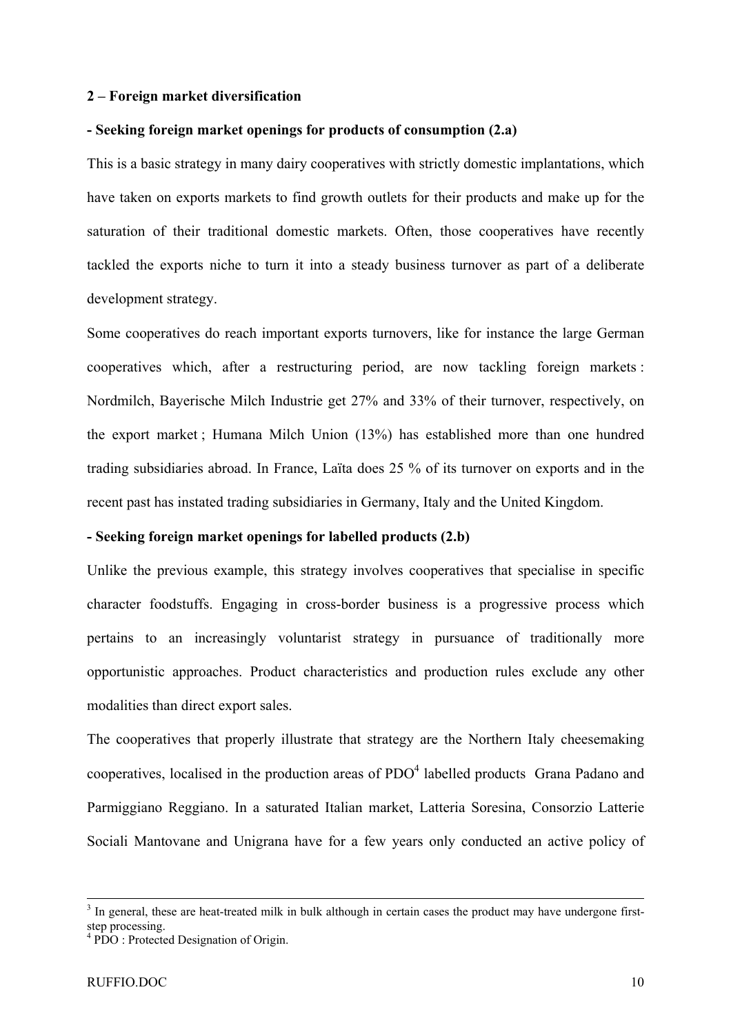**2 – Foreign market diversification**

**- Seeking foreign market openings for products of consumption (2.a)**

This is a basic strategy in many dairy cooperatives with strictly domestic implantations, which have taken on exports markets to find growth outlets for their products and make up for the saturation of their traditional domestic markets. Often, those cooperatives have recently tackled the exports niche to turn it into a steady business turnover as part of a deliberate development strategy.

Some cooperatives do reach important exports turnovers, like for instance the large German cooperatives which, after a restructuring period, are now tackling foreign markets : Nordmilch, Bayerische Milch Industrie get 27% and 33% of their turnover, respectively, on the export market ; Humana Milch Union (13%) has established more than one hundred trading subsidiaries abroad. In France, Laïta does 25 % of its turnover on exports and in the recent past has instated trading subsidiaries in Germany, Italy and the United Kingdom.

**- Seeking foreign market openings for labelled products (2.b)**

Unlike the previous example, this strategy involves cooperatives that specialise in specific character foodstuffs. Engaging in cross-border business is a progressive process which pertains to an increasingly voluntarist strategy in pursuance of traditionally more opportunistic approaches. Product characteristics and production rules exclude any other modalities than direct export sales.

The cooperatives that properly illustrate that strategy are the Northern Italy cheesemaking cooperatives, localised in the production areas of PDO[4] labelled products Grana Padano and Parmiggiano Reggiano. In a saturated Italian market, Latteria Soresina, Consorzio Latterie Sociali Mantovane and Unigrana have for a few years only conducted an active policy of

---

[3] In general, these are heat-treated milk in bulk although in certain cases the product may have undergone first-step processing.

[4] PDO : Protected Designation of Origin.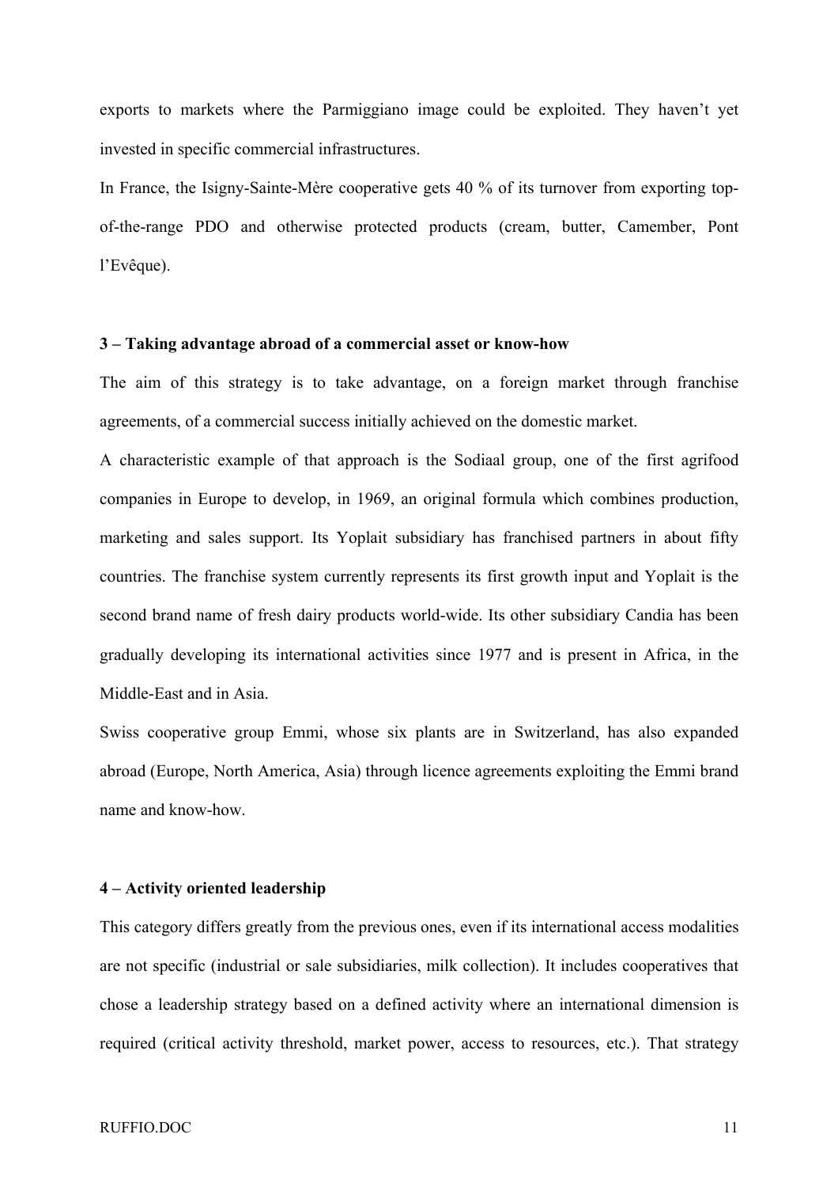exports to markets where the Parmiggiano image could be exploited. They haven't yet invested in specific commercial infrastructures.

In France, the Isigny-Sainte-Mère cooperative gets 40 % of its turnover from exporting top-of-the-range PDO and otherwise protected products (cream, butter, Camember, Pont l'Evêque).

**3 – Taking advantage abroad of a commercial asset or know-how**

The aim of this strategy is to take advantage, on a foreign market through franchise agreements, of a commercial success initially achieved on the domestic market.

A characteristic example of that approach is the Sodiaal group, one of the first agrifood companies in Europe to develop, in 1969, an original formula which combines production, marketing and sales support. Its Yoplait subsidiary has franchised partners in about fifty countries. The franchise system currently represents its first growth input and Yoplait is the second brand name of fresh dairy products world-wide. Its other subsidiary Candia has been gradually developing its international activities since 1977 and is present in Africa, in the Middle-East and in Asia.

Swiss cooperative group Emmi, whose six plants are in Switzerland, has also expanded abroad (Europe, North America, Asia) through licence agreements exploiting the Emmi brand name and know-how.

**4 – Activity oriented leadership**

This category differs greatly from the previous ones, even if its international access modalities are not specific (industrial or sale subsidiaries, milk collection). It includes cooperatives that chose a leadership strategy based on a defined activity where an international dimension is required (critical activity threshold, market power, access to resources, etc.). That strategy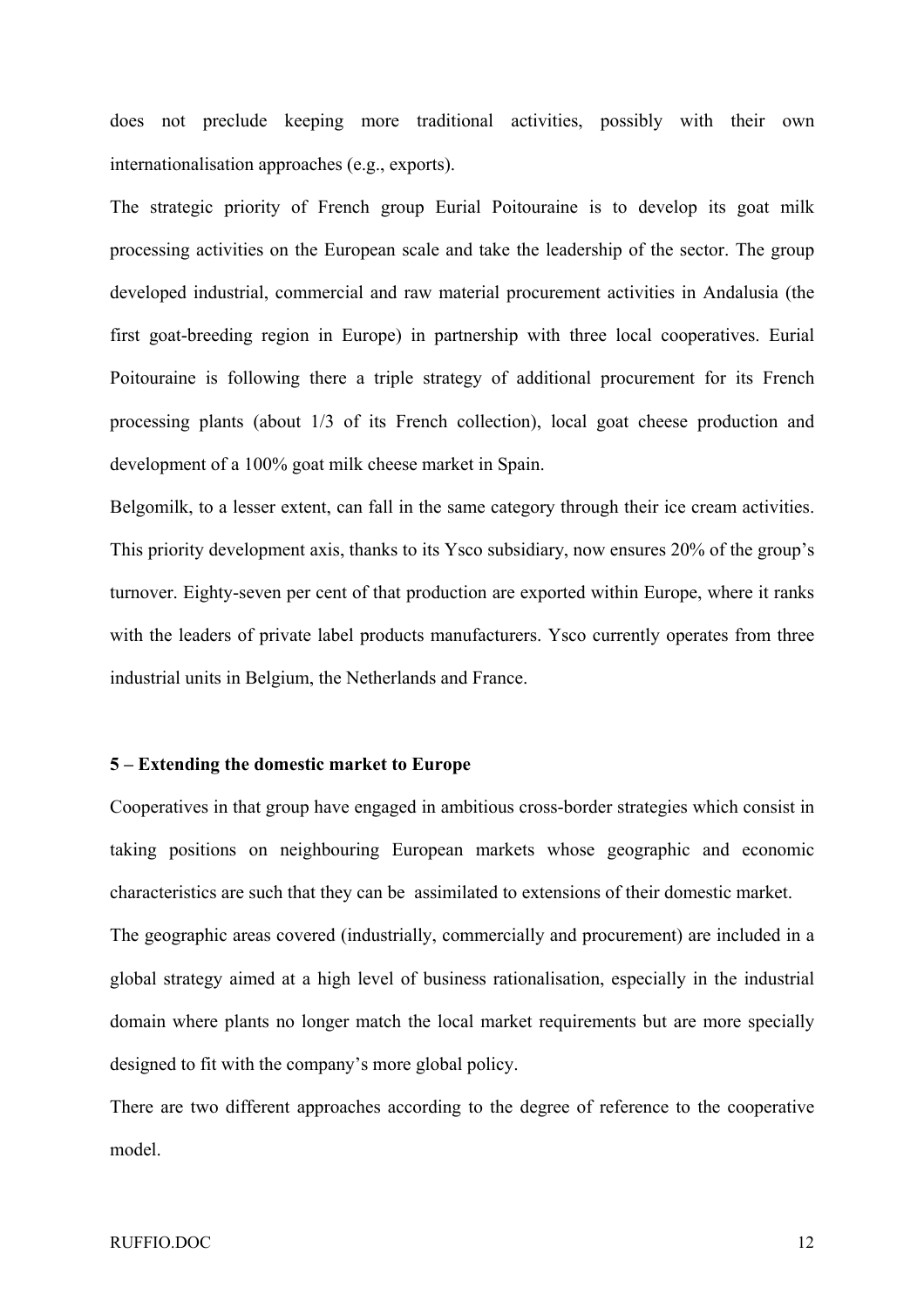does not preclude keeping more traditional activities, possibly with their own internationalisation approaches (e.g., exports).

The strategic priority of French group Eurial Poitouraine is to develop its goat milk processing activities on the European scale and take the leadership of the sector. The group developed industrial, commercial and raw material procurement activities in Andalusia (the first goat-breeding region in Europe) in partnership with three local cooperatives. Eurial Poitouraine is following there a triple strategy of additional procurement for its French processing plants (about 1/3 of its French collection), local goat cheese production and development of a 100% goat milk cheese market in Spain.

Belgomilk, to a lesser extent, can fall in the same category through their ice cream activities. This priority development axis, thanks to its Ysco subsidiary, now ensures 20% of the group's turnover. Eighty-seven per cent of that production are exported within Europe, where it ranks with the leaders of private label products manufacturers. Ysco currently operates from three industrial units in Belgium, the Netherlands and France.

**5 – Extending the domestic market to Europe**

Cooperatives in that group have engaged in ambitious cross-border strategies which consist in taking positions on neighbouring European markets whose geographic and economic characteristics are such that they can be assimilated to extensions of their domestic market.

The geographic areas covered (industrially, commercially and procurement) are included in a global strategy aimed at a high level of business rationalisation, especially in the industrial domain where plants no longer match the local market requirements but are more specially designed to fit with the company's more global policy.

There are two different approaches according to the degree of reference to the cooperative model.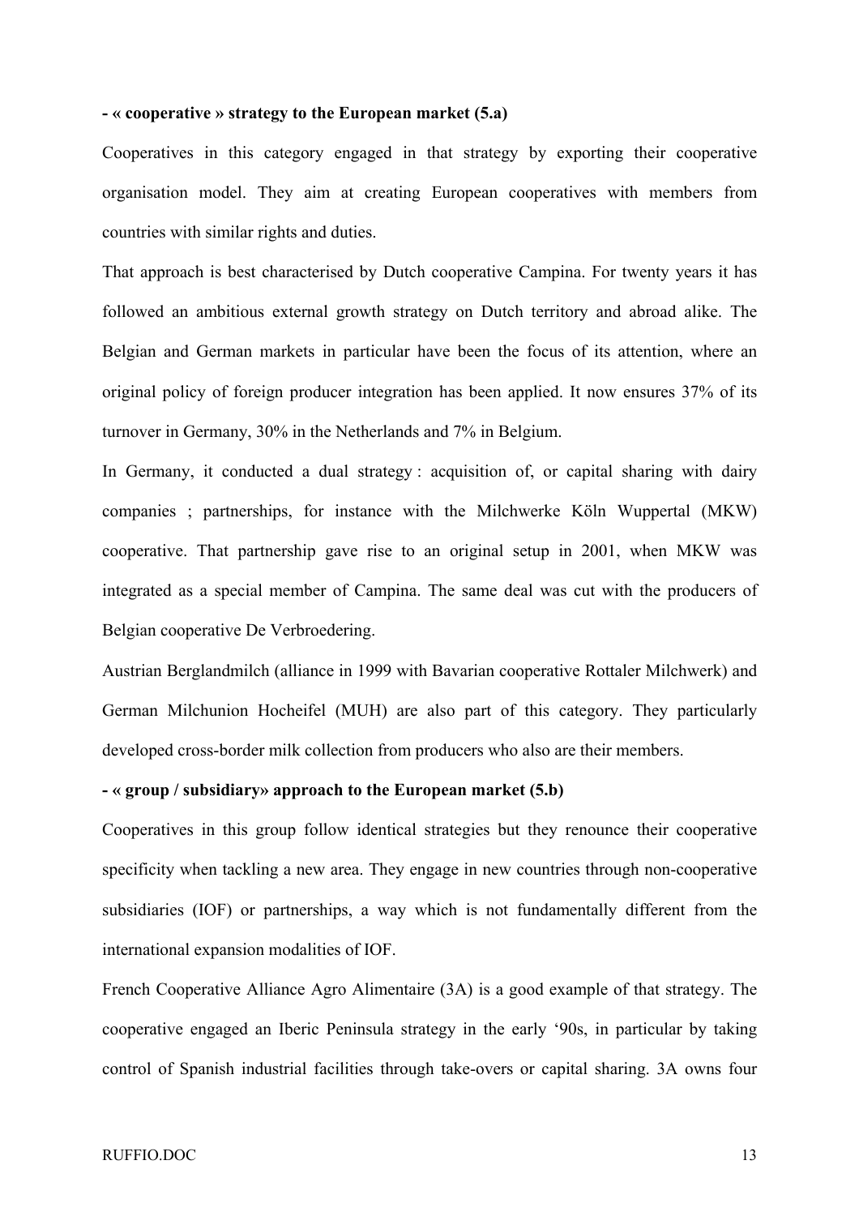**- « cooperative » strategy to the European market (5.a)**

Cooperatives in this category engaged in that strategy by exporting their cooperative organisation model. They aim at creating European cooperatives with members from countries with similar rights and duties.

That approach is best characterised by Dutch cooperative Campina. For twenty years it has followed an ambitious external growth strategy on Dutch territory and abroad alike. The Belgian and German markets in particular have been the focus of its attention, where an original policy of foreign producer integration has been applied. It now ensures 37% of its turnover in Germany, 30% in the Netherlands and 7% in Belgium.

In Germany, it conducted a dual strategy : acquisition of, or capital sharing with dairy companies ; partnerships, for instance with the Milchwerke Köln Wuppertal (MKW) cooperative. That partnership gave rise to an original setup in 2001, when MKW was integrated as a special member of Campina. The same deal was cut with the producers of Belgian cooperative De Verbroedering.

Austrian Berglandmilch (alliance in 1999 with Bavarian cooperative Rottaler Milchwerk) and German Milchunion Hocheifel (MUH) are also part of this category. They particularly developed cross-border milk collection from producers who also are their members.

**- « group / subsidiary» approach to the European market (5.b)**

Cooperatives in this group follow identical strategies but they renounce their cooperative specificity when tackling a new area. They engage in new countries through non-cooperative subsidiaries (IOF) or partnerships, a way which is not fundamentally different from the international expansion modalities of IOF.

French Cooperative Alliance Agro Alimentaire (3A) is a good example of that strategy. The cooperative engaged an Iberic Peninsula strategy in the early '90s, in particular by taking control of Spanish industrial facilities through take-overs or capital sharing. 3A owns four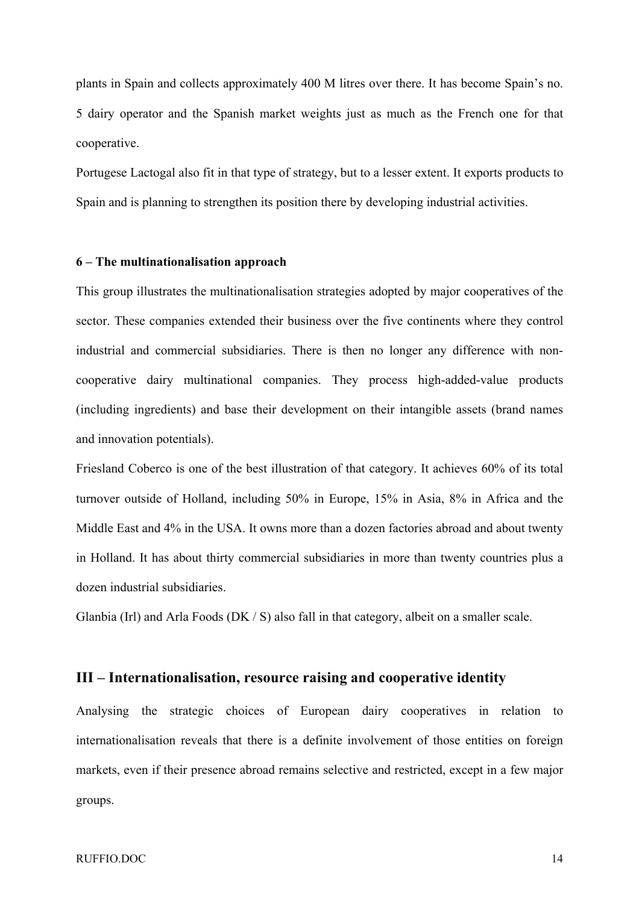plants in Spain and collects approximately 400 M litres over there. It has become Spain's no. 5 dairy operator and the Spanish market weights just as much as the French one for that cooperative.

Portugese Lactogal also fit in that type of strategy, but to a lesser extent. It exports products to Spain and is planning to strengthen its position there by developing industrial activities.

#### 6 – The multinationalisation approach

This group illustrates the multinationalisation strategies adopted by major cooperatives of the sector. These companies extended their business over the five continents where they control industrial and commercial subsidiaries. There is then no longer any difference with non-cooperative dairy multinational companies. They process high-added-value products (including ingredients) and base their development on their intangible assets (brand names and innovation potentials).

Friesland Coberco is one of the best illustration of that category. It achieves 60% of its total turnover outside of Holland, including 50% in Europe, 15% in Asia, 8% in Africa and the Middle East and 4% in the USA. It owns more than a dozen factories abroad and about twenty in Holland. It has about thirty commercial subsidiaries in more than twenty countries plus a dozen industrial subsidiaries.

Glanbia (Irl) and Arla Foods (DK / S) also fall in that category, albeit on a smaller scale.

## III – Internationalisation, resource raising and cooperative identity

Analysing the strategic choices of European dairy cooperatives in relation to internationalisation reveals that there is a definite involvement of those entities on foreign markets, even if their presence abroad remains selective and restricted, except in a few major groups.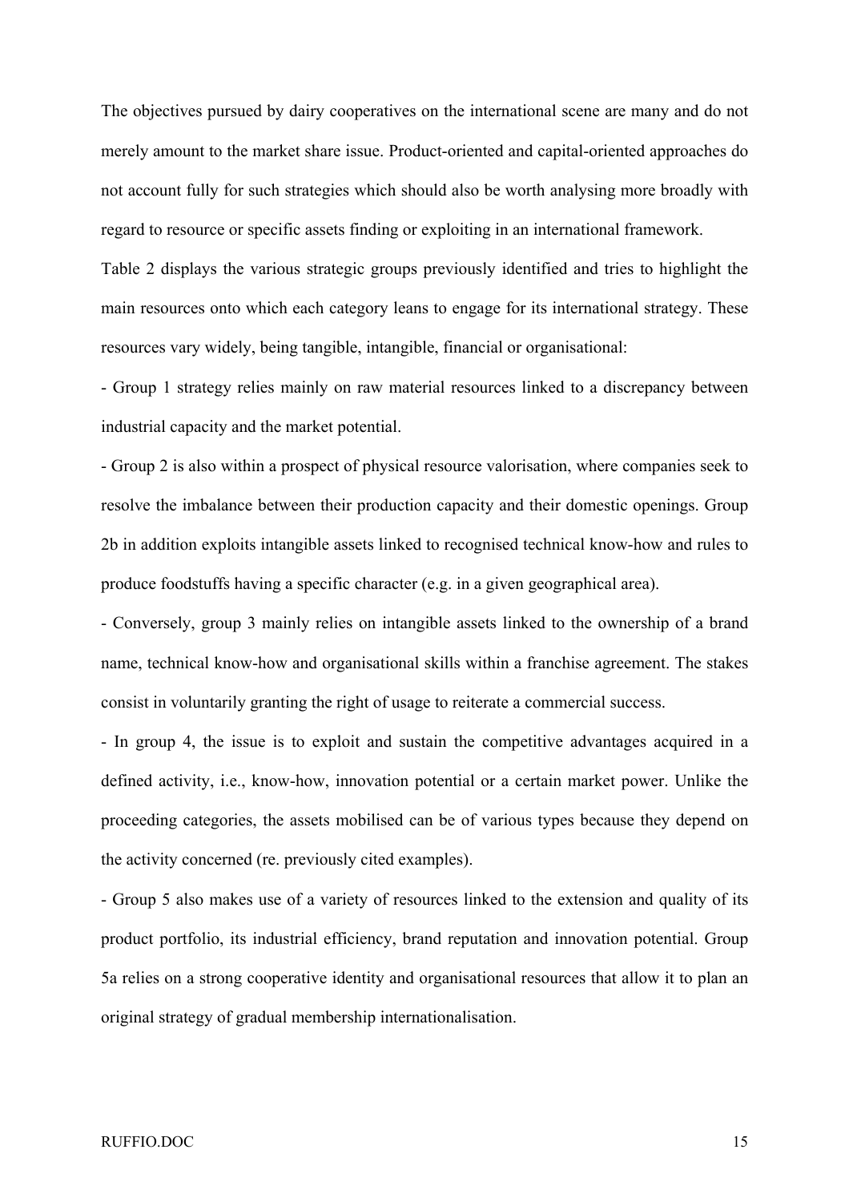The objectives pursued by dairy cooperatives on the international scene are many and do not merely amount to the market share issue. Product-oriented and capital-oriented approaches do not account fully for such strategies which should also be worth analysing more broadly with regard to resource or specific assets finding or exploiting in an international framework.

Table 2 displays the various strategic groups previously identified and tries to highlight the main resources onto which each category leans to engage for its international strategy. These resources vary widely, being tangible, intangible, financial or organisational:

- Group 1 strategy relies mainly on raw material resources linked to a discrepancy between industrial capacity and the market potential.
- Group 2 is also within a prospect of physical resource valorisation, where companies seek to resolve the imbalance between their production capacity and their domestic openings. Group 2b in addition exploits intangible assets linked to recognised technical know-how and rules to produce foodstuffs having a specific character (e.g. in a given geographical area).
- Conversely, group 3 mainly relies on intangible assets linked to the ownership of a brand name, technical know-how and organisational skills within a franchise agreement. The stakes consist in voluntarily granting the right of usage to reiterate a commercial success.
- In group 4, the issue is to exploit and sustain the competitive advantages acquired in a defined activity, i.e., know-how, innovation potential or a certain market power. Unlike the proceeding categories, the assets mobilised can be of various types because they depend on the activity concerned (re. previously cited examples).
- Group 5 also makes use of a variety of resources linked to the extension and quality of its product portfolio, its industrial efficiency, brand reputation and innovation potential. Group 5a relies on a strong cooperative identity and organisational resources that allow it to plan an original strategy of gradual membership internationalisation.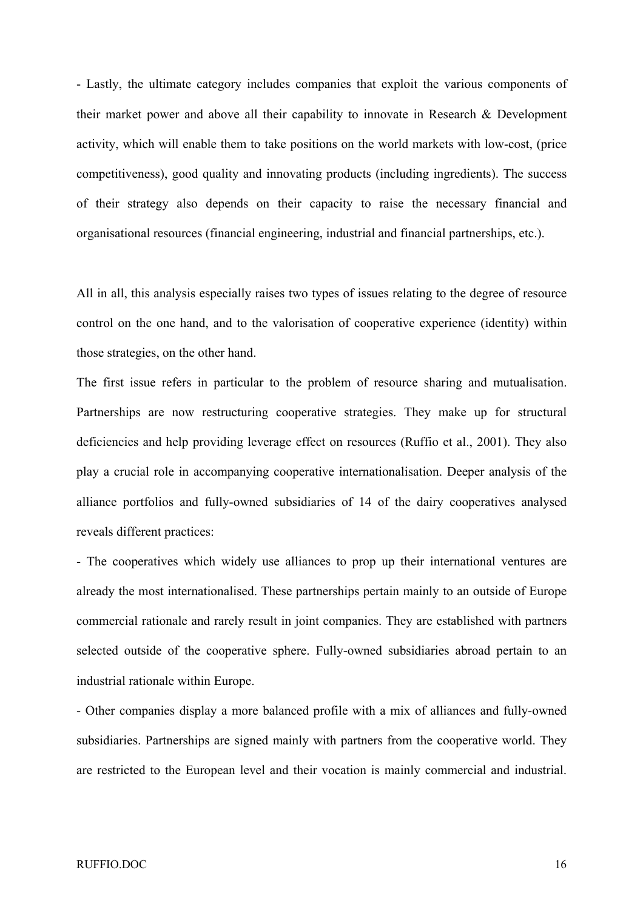- Lastly, the ultimate category includes companies that exploit the various components of their market power and above all their capability to innovate in Research & Development activity, which will enable them to take positions on the world markets with low-cost, (price competitiveness), good quality and innovating products (including ingredients). The success of their strategy also depends on their capacity to raise the necessary financial and organisational resources (financial engineering, industrial and financial partnerships, etc.).

All in all, this analysis especially raises two types of issues relating to the degree of resource control on the one hand, and to the valorisation of cooperative experience (identity) within those strategies, on the other hand.

The first issue refers in particular to the problem of resource sharing and mutualisation. Partnerships are now restructuring cooperative strategies. They make up for structural deficiencies and help providing leverage effect on resources (Ruffio et al., 2001). They also play a crucial role in accompanying cooperative internationalisation. Deeper analysis of the alliance portfolios and fully-owned subsidiaries of 14 of the dairy cooperatives analysed reveals different practices:

- The cooperatives which widely use alliances to prop up their international ventures are already the most internationalised. These partnerships pertain mainly to an outside of Europe commercial rationale and rarely result in joint companies. They are established with partners selected outside of the cooperative sphere. Fully-owned subsidiaries abroad pertain to an industrial rationale within Europe.

- Other companies display a more balanced profile with a mix of alliances and fully-owned subsidiaries. Partnerships are signed mainly with partners from the cooperative world. They are restricted to the European level and their vocation is mainly commercial and industrial.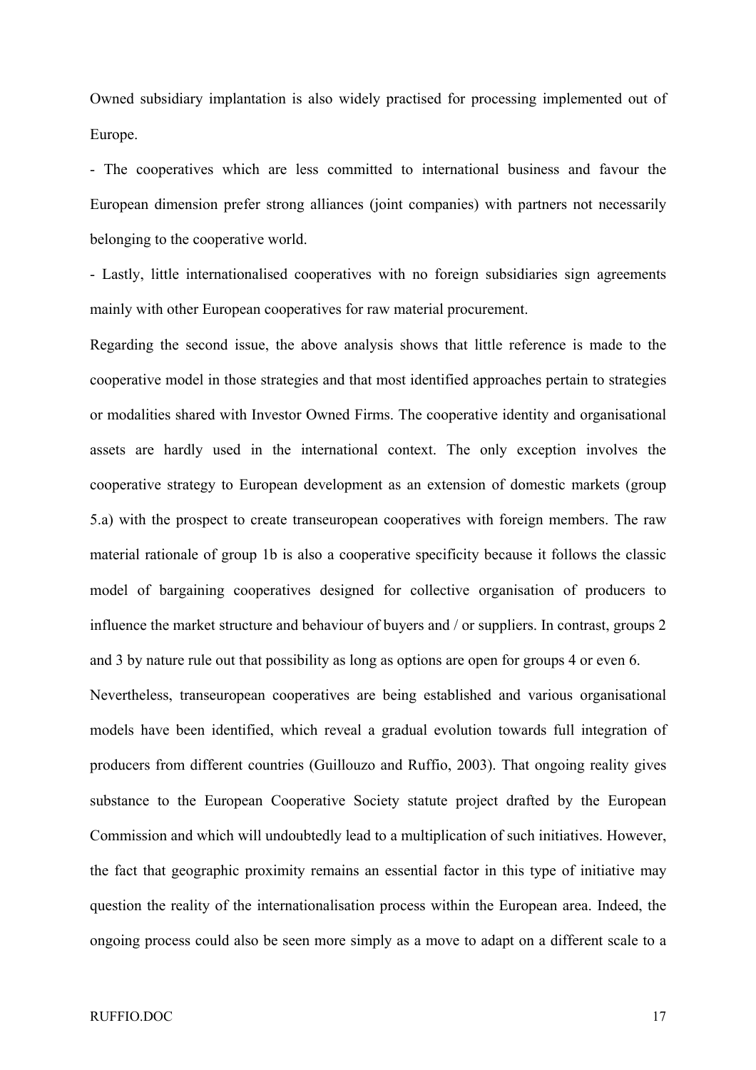Owned subsidiary implantation is also widely practised for processing implemented out of Europe.

- The cooperatives which are less committed to international business and favour the European dimension prefer strong alliances (joint companies) with partners not necessarily belonging to the cooperative world.

- Lastly, little internationalised cooperatives with no foreign subsidiaries sign agreements mainly with other European cooperatives for raw material procurement.

Regarding the second issue, the above analysis shows that little reference is made to the cooperative model in those strategies and that most identified approaches pertain to strategies or modalities shared with Investor Owned Firms. The cooperative identity and organisational assets are hardly used in the international context. The only exception involves the cooperative strategy to European development as an extension of domestic markets (group 5.a) with the prospect to create transeuropean cooperatives with foreign members. The raw material rationale of group 1b is also a cooperative specificity because it follows the classic model of bargaining cooperatives designed for collective organisation of producers to influence the market structure and behaviour of buyers and / or suppliers. In contrast, groups 2 and 3 by nature rule out that possibility as long as options are open for groups 4 or even 6.

Nevertheless, transeuropean cooperatives are being established and various organisational models have been identified, which reveal a gradual evolution towards full integration of producers from different countries (Guillouzo and Ruffio, 2003). That ongoing reality gives substance to the European Cooperative Society statute project drafted by the European Commission and which will undoubtedly lead to a multiplication of such initiatives. However, the fact that geographic proximity remains an essential factor in this type of initiative may question the reality of the internationalisation process within the European area. Indeed, the ongoing process could also be seen more simply as a move to adapt on a different scale to a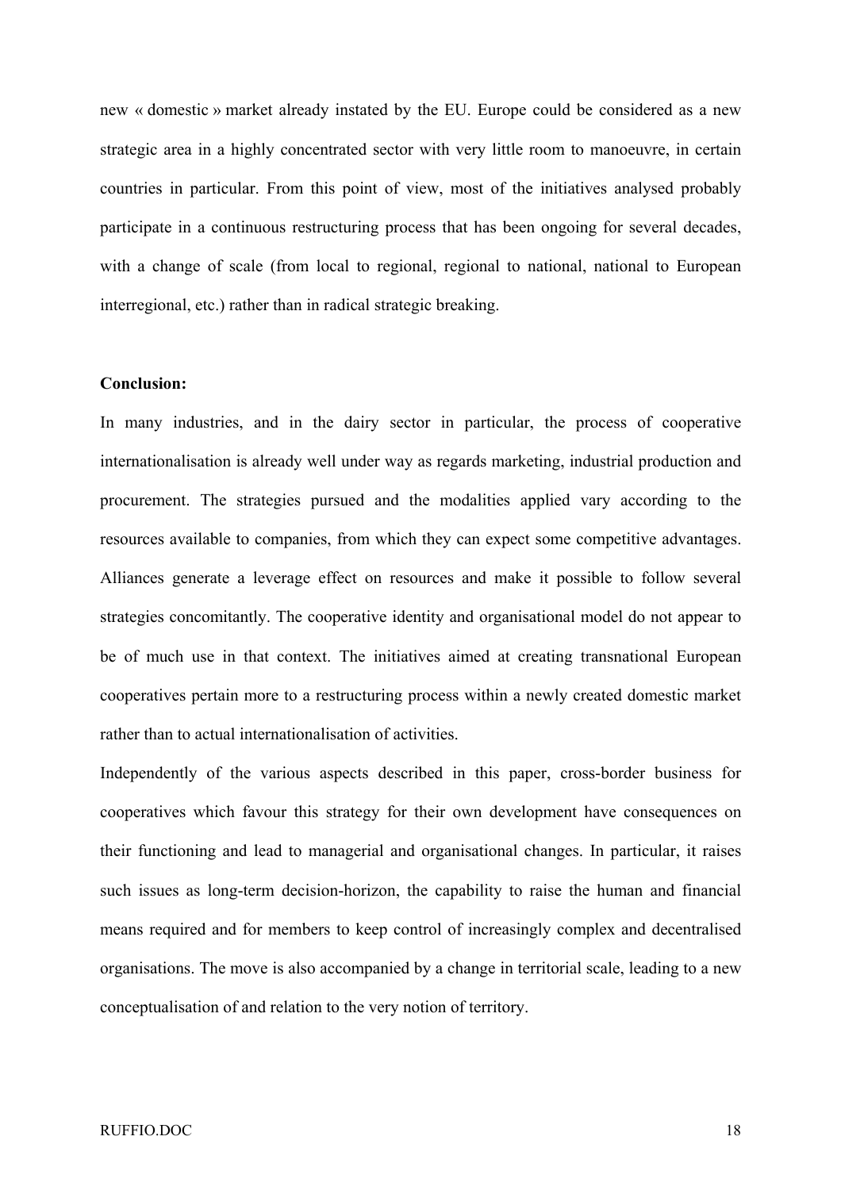new « domestic » market already instated by the EU. Europe could be considered as a new strategic area in a highly concentrated sector with very little room to manoeuvre, in certain countries in particular. From this point of view, most of the initiatives analysed probably participate in a continuous restructuring process that has been ongoing for several decades, with a change of scale (from local to regional, regional to national, national to European interregional, etc.) rather than in radical strategic breaking.

**Conclusion:**

In many industries, and in the dairy sector in particular, the process of cooperative internationalisation is already well under way as regards marketing, industrial production and procurement. The strategies pursued and the modalities applied vary according to the resources available to companies, from which they can expect some competitive advantages. Alliances generate a leverage effect on resources and make it possible to follow several strategies concomitantly. The cooperative identity and organisational model do not appear to be of much use in that context. The initiatives aimed at creating transnational European cooperatives pertain more to a restructuring process within a newly created domestic market rather than to actual internationalisation of activities.

Independently of the various aspects described in this paper, cross-border business for cooperatives which favour this strategy for their own development have consequences on their functioning and lead to managerial and organisational changes. In particular, it raises such issues as long-term decision-horizon, the capability to raise the human and financial means required and for members to keep control of increasingly complex and decentralised organisations. The move is also accompanied by a change in territorial scale, leading to a new conceptualisation of and relation to the very notion of territory.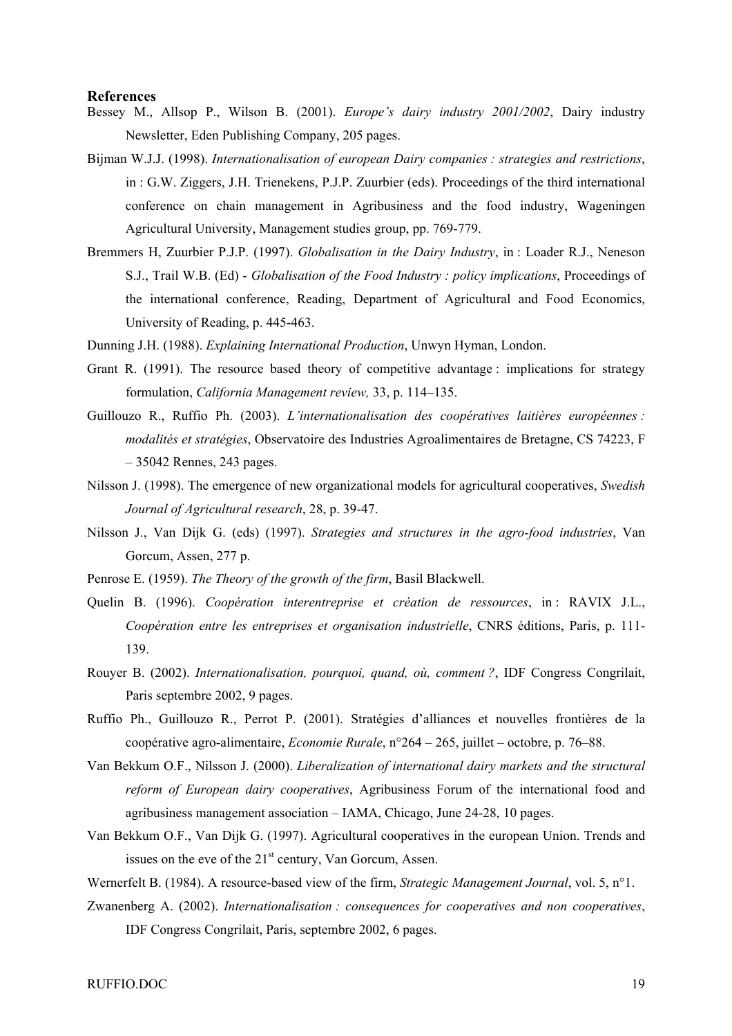# References

Bessey M., Allsop P., Wilson B. (2001). *Europe's dairy industry 2001/2002*, Dairy industry Newsletter, Eden Publishing Company, 205 pages.

Bijman W.J.J. (1998). *Internationalisation of european Dairy companies : strategies and restrictions*, in : G.W. Ziggers, J.H. Trienekens, P.J.P. Zuurbier (eds). Proceedings of the third international conference on chain management in Agribusiness and the food industry, Wageningen Agricultural University, Management studies group, pp. 769-779.

Bremmers H, Zuurbier P.J.P. (1997). *Globalisation in the Dairy Industry*, in : Loader R.J., Neneson S.J., Trail W.B. (Ed) - *Globalisation of the Food Industry : policy implications*, Proceedings of the international conference, Reading, Department of Agricultural and Food Economics, University of Reading, p. 445-463.

Dunning J.H. (1988). *Explaining International Production*, Unwyn Hyman, London.

Grant R. (1991). The resource based theory of competitive advantage : implications for strategy formulation, *California Management review,* 33, p. 114–135.

Guillouzo R., Ruffio Ph. (2003). *L'internationalisation des coopératives laitières européennes : modalités et stratégies*, Observatoire des Industries Agroalimentaires de Bretagne, CS 74223, F – 35042 Rennes, 243 pages.

Nilsson J. (1998). The emergence of new organizational models for agricultural cooperatives, *Swedish Journal of Agricultural research*, 28, p. 39-47.

Nilsson J., Van Dijk G. (eds) (1997). *Strategies and structures in the agro-food industries*, Van Gorcum, Assen, 277 p.

Penrose E. (1959). *The Theory of the growth of the firm*, Basil Blackwell.

Quelin B. (1996). *Coopération interentreprise et création de ressources*, in : RAVIX J.L., *Coopération entre les entreprises et organisation industrielle*, CNRS éditions, Paris, p. 111-139.

Rouyer B. (2002). *Internationalisation, pourquoi, quand, où, comment ?*, IDF Congress Congrilait, Paris septembre 2002, 9 pages.

Ruffio Ph., Guillouzo R., Perrot P. (2001). Stratégies d'alliances et nouvelles frontières de la coopérative agro-alimentaire, *Economie Rurale*, n°264 – 265, juillet – octobre, p. 76–88.

Van Bekkum O.F., Nilsson J. (2000). *Liberalization of international dairy markets and the structural reform of European dairy cooperatives*, Agribusiness Forum of the international food and agribusiness management association – IAMA, Chicago, June 24-28, 10 pages.

Van Bekkum O.F., Van Dijk G. (1997). Agricultural cooperatives in the european Union. Trends and issues on the eve of the 21st century, Van Gorcum, Assen.

Wernerfelt B. (1984). A resource-based view of the firm, *Strategic Management Journal*, vol. 5, n°1.

Zwanenberg A. (2002). *Internationalisation : consequences for cooperatives and non cooperatives*, IDF Congress Congrilait, Paris, septembre 2002, 6 pages.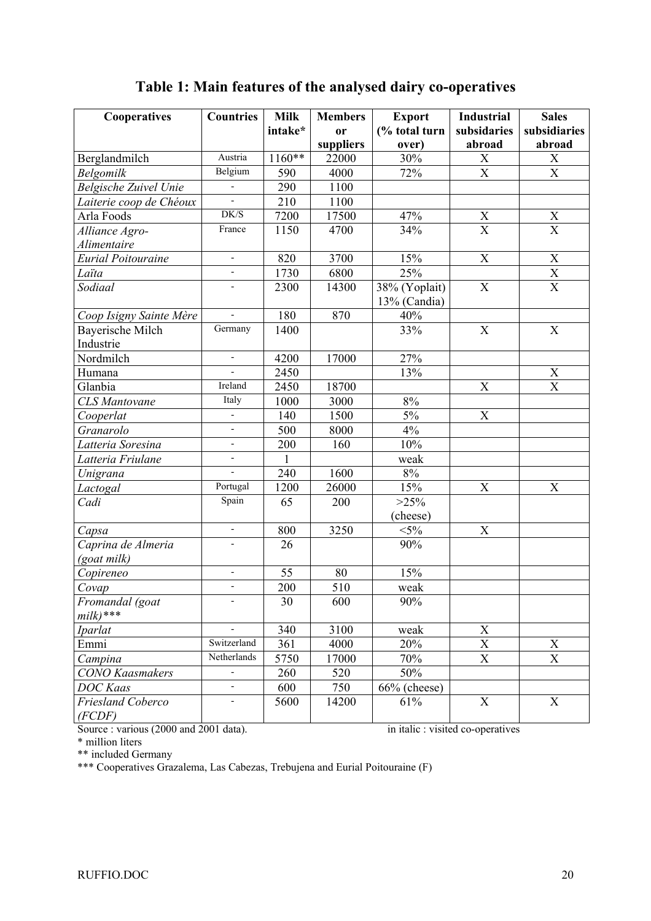## Table 1: Main features of the analysed dairy co-operatives

| Cooperatives | Countries | Milk intake* | Members or suppliers | Export (% total turn over) | Industrial subsidaries abroad | Sales subsidiaries abroad |
|---|---|---|---|---|---|---|
| Berglandmilch | Austria | 1160** | 22000 | 30% | X | X |
| *Belgomilk* | Belgium | 590 | 4000 | 72% | X | X |
| *Belgische Zuivel Unie* | - | 290 | 1100 | | | |
| *Laiterie coop de Chéoux* | - | 210 | 1100 | | | |
| Arla Foods | DK/S | 7200 | 17500 | 47% | X | X |
| *Alliance Agro-Alimentaire* | France | 1150 | 4700 | 34% | X | X |
| *Eurial Poitouraine* | - | 820 | 3700 | 15% | X | X |
| *Laïta* | - | 1730 | 6800 | 25% | | X |
| *Sodiaal* | - | 2300 | 14300 | 38% (Yoplait) 13% (Candia) | X | X |
| *Coop Isigny Sainte Mère* | - | 180 | 870 | 40% | | |
| Bayerische Milch Industrie | Germany | 1400 | | 33% | X | X |
| Nordmilch | - | 4200 | 17000 | 27% | | |
| Humana | - | 2450 | | 13% | | X |
| Glanbia | Ireland | 2450 | 18700 | | X | X |
| *CLS Mantovane* | Italy | 1000 | 3000 | 8% | | |
| *Cooperlat* | - | 140 | 1500 | 5% | X | |
| *Granarolo* | - | 500 | 8000 | 4% | | |
| *Latteria Soresina* | - | 200 | 160 | 10% | | |
| *Latteria Friulane* | - | 1 | | weak | | |
| *Unigrana* | - | 240 | 1600 | 8% | | |
| *Lactogal* | Portugal | 1200 | 26000 | 15% | X | X |
| *Cadi* | Spain | 65 | 200 | >25% (cheese) | | |
| *Capsa* | - | 800 | 3250 | <5% | X | |
| *Caprina de Almeria (goat milk)* | - | 26 | | 90% | | |
| *Copireneo* | - | 55 | 80 | 15% | | |
| *Covap* | - | 200 | 510 | weak | | |
| *Fromandal (goat milk)**** | - | 30 | 600 | 90% | | |
| *Iparlat* | - | 340 | 3100 | weak | X | |
| Emmi | Switzerland | 361 | 4000 | 20% | X | X |
| *Campina* | Netherlands | 5750 | 17000 | 70% | X | X |
| *CONO Kaasmakers* | - | 260 | 520 | 50% | | |
| *DOC Kaas* | - | 600 | 750 | 66% (cheese) | | |
| *Friesland Coberco (FCDF)* | - | 5600 | 14200 | 61% | X | X |

Source : various (2000 and 2001 data). in italic : visited co-operatives

\* million liters

** included Germany

*** Cooperatives Grazalema, Las Cabezas, Trebujena and Eurial Poitouraine (F)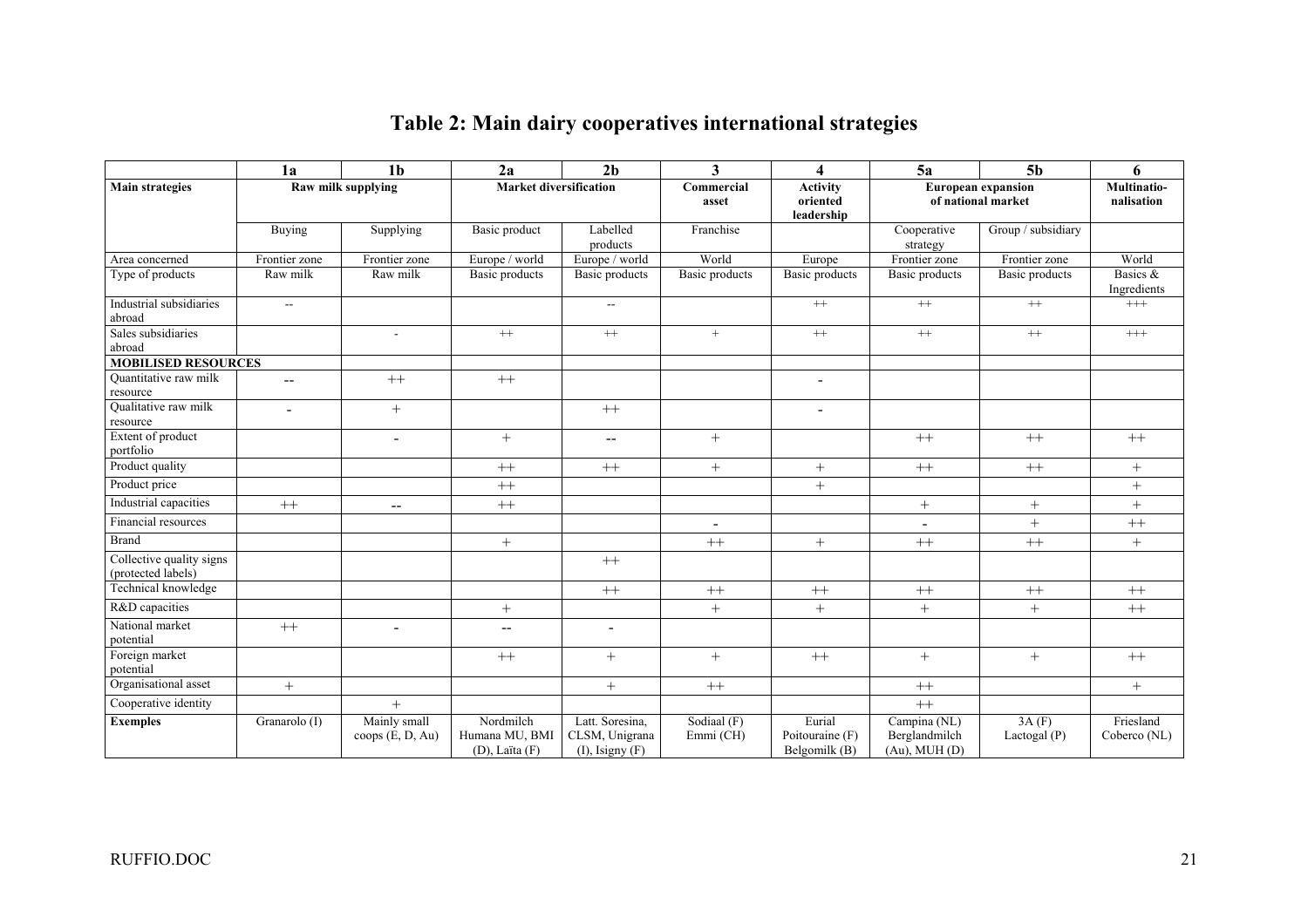# Table 2: Main dairy cooperatives international strategies

| | 1a | 1b | 2a | 2b | 3 | 4 | 5a | 5b | 6 |
|---|---|---|---|---|---|---|---|---|---|
| **Main strategies** | **Raw milk supplying** | | **Market diversification** | | **Commercial asset** | **Activity oriented leadership** | **European expansion of national market** | | **Multinatio-nalisation** |
| | Buying | Supplying | Basic product | Labelled products | Franchise | | Cooperative strategy | Group / subsidiary | |
| Area concerned | Frontier zone | Frontier zone | Europe / world | Europe / world | World | Europe | Frontier zone | Frontier zone | World |
| Type of products | Raw milk | Raw milk | Basic products | Basic products | Basic products | Basic products | Basic products | Basic products | Basics & Ingredients |
| Industrial subsidiaries abroad | -- | | | -- | | ++ | ++ | ++ | +++ |
| Sales subsidiaries abroad | | - | ++ | ++ | + | ++ | ++ | ++ | +++ |
| **MOBILISED RESOURCES** | | | | | | | | | |
| Quantitative raw milk resource | -- | ++ | ++ | | | - | | | |
| Qualitative raw milk resource | - | + | | ++ | | - | | | |
| Extent of product portfolio | | - | + | -- | + | | ++ | ++ | ++ |
| Product quality | | | ++ | ++ | + | + | ++ | ++ | + |
| Product price | | | ++ | | | + | | | + |
| Industrial capacities | ++ | -- | ++ | | | | + | + | + |
| Financial resources | | | | | - | | - | + | ++ |
| Brand | | | + | | ++ | + | ++ | ++ | + |
| Collective quality signs (protected labels) | | | | ++ | | | | | |
| Technical knowledge | | | | ++ | ++ | ++ | ++ | ++ | ++ |
| R&D capacities | | | + | | + | + | + | + | ++ |
| National market potential | ++ | - | -- | - | | | | | |
| Foreign market potential | | | ++ | + | + | ++ | + | + | ++ |
| Organisational asset | + | | | + | ++ | | ++ | | + |
| Cooperative identity | | + | | | | | ++ | | |
| **Exemples** | Granarolo (I) | Mainly small coops (E, D, Au) | Nordmilch Humana MU, BMI (D), Laïta (F) | Latt. Soresina, CLSM, Unigrana (I), Isigny (F) | Sodiaal (F) Emmi (CH) | Eurial Poitouraine (F) Belgomilk (B) | Campina (NL) Berglandmilch (Au), MUH (D) | 3A (F) Lactogal (P) | Friesland Coberco (NL) |